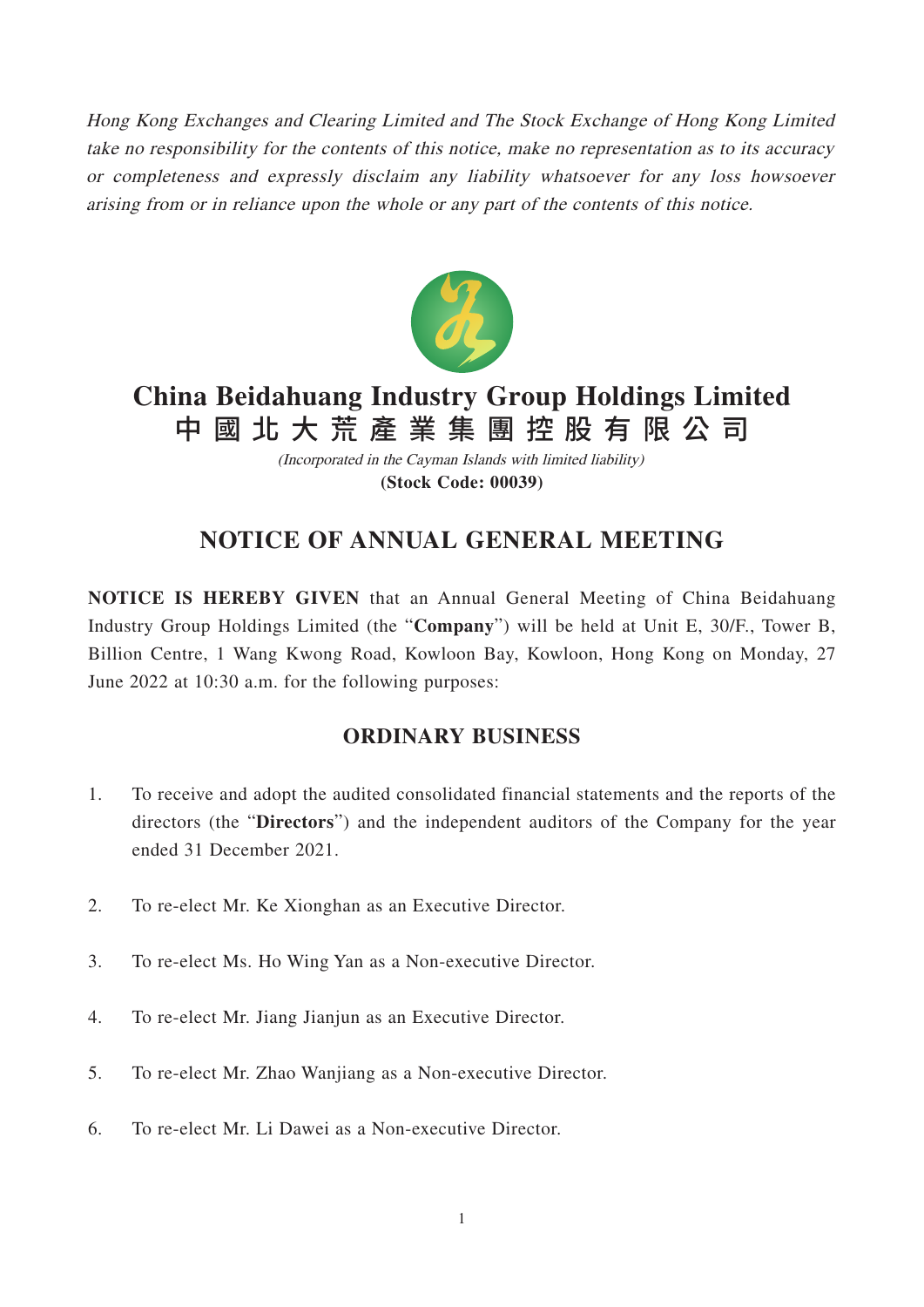*Hong Kong Exchanges and Clearing Limited and The Stock Exchange of Hong Kong Limited take no responsibility for the contents of this notice, make no representation as to its accuracy or completeness and expressly disclaim any liability whatsoever for any loss howsoever arising from or in reliance upon the whole or any part of the contents of this notice.*

# China Beidahuang Industry Group Holdings Limited
# 中國北大荒產業集團控股有限公司

*(Incorporated in the Cayman Islands with limited liability)*

**(Stock Code: 00039)**

## NOTICE OF ANNUAL GENERAL MEETING

**NOTICE IS HEREBY GIVEN** that an Annual General Meeting of China Beidahuang Industry Group Holdings Limited (the "**Company**") will be held at Unit E, 30/F., Tower B, Billion Centre, 1 Wang Kwong Road, Kowloon Bay, Kowloon, Hong Kong on Monday, 27 June 2022 at 10:30 a.m. for the following purposes:

## ORDINARY BUSINESS

1. To receive and adopt the audited consolidated financial statements and the reports of the directors (the "**Directors**") and the independent auditors of the Company for the year ended 31 December 2021.

2. To re-elect Mr. Ke Xionghan as an Executive Director.

3. To re-elect Ms. Ho Wing Yan as a Non-executive Director.

4. To re-elect Mr. Jiang Jianjun as an Executive Director.

5. To re-elect Mr. Zhao Wanjiang as a Non-executive Director.

6. To re-elect Mr. Li Dawei as a Non-executive Director.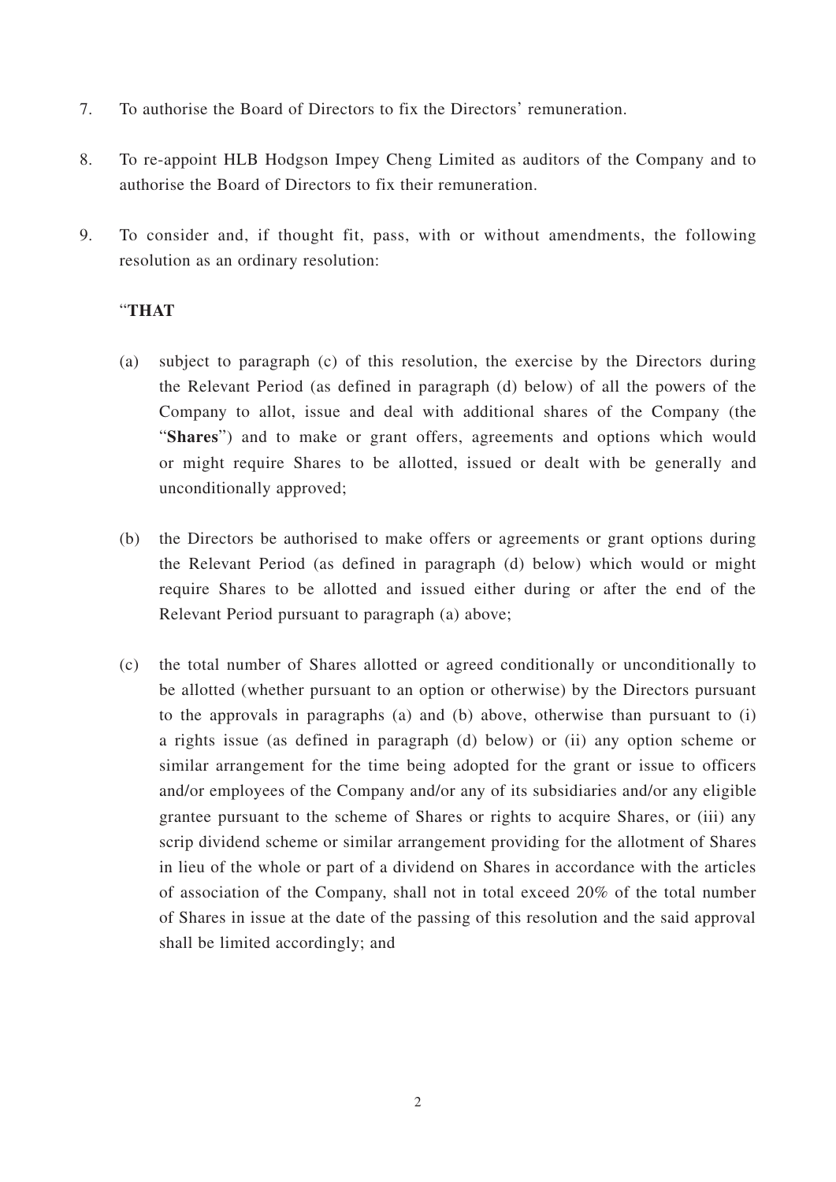7. To authorise the Board of Directors to fix the Directors' remuneration.

8. To re-appoint HLB Hodgson Impey Cheng Limited as auditors of the Company and to authorise the Board of Directors to fix their remuneration.

9. To consider and, if thought fit, pass, with or without amendments, the following resolution as an ordinary resolution:

   "**THAT**

   (a) subject to paragraph (c) of this resolution, the exercise by the Directors during the Relevant Period (as defined in paragraph (d) below) of all the powers of the Company to allot, issue and deal with additional shares of the Company (the "**Shares**") and to make or grant offers, agreements and options which would or might require Shares to be allotted, issued or dealt with be generally and unconditionally approved;

   (b) the Directors be authorised to make offers or agreements or grant options during the Relevant Period (as defined in paragraph (d) below) which would or might require Shares to be allotted and issued either during or after the end of the Relevant Period pursuant to paragraph (a) above;

   (c) the total number of Shares allotted or agreed conditionally or unconditionally to be allotted (whether pursuant to an option or otherwise) by the Directors pursuant to the approvals in paragraphs (a) and (b) above, otherwise than pursuant to (i) a rights issue (as defined in paragraph (d) below) or (ii) any option scheme or similar arrangement for the time being adopted for the grant or issue to officers and/or employees of the Company and/or any of its subsidiaries and/or any eligible grantee pursuant to the scheme of Shares or rights to acquire Shares, or (iii) any scrip dividend scheme or similar arrangement providing for the allotment of Shares in lieu of the whole or part of a dividend on Shares in accordance with the articles of association of the Company, shall not in total exceed 20% of the total number of Shares in issue at the date of the passing of this resolution and the said approval shall be limited accordingly; and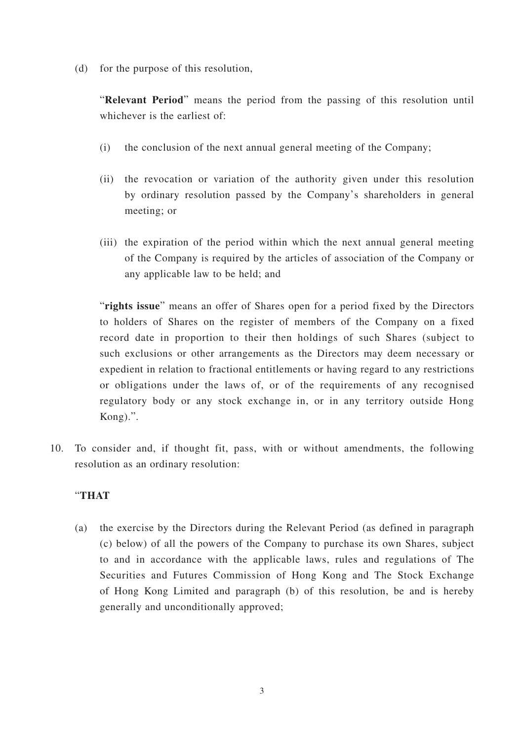(d) for the purpose of this resolution,

"**Relevant Period**" means the period from the passing of this resolution until whichever is the earliest of:

(i) the conclusion of the next annual general meeting of the Company;

(ii) the revocation or variation of the authority given under this resolution by ordinary resolution passed by the Company's shareholders in general meeting; or

(iii) the expiration of the period within which the next annual general meeting of the Company is required by the articles of association of the Company or any applicable law to be held; and

"**rights issue**" means an offer of Shares open for a period fixed by the Directors to holders of Shares on the register of members of the Company on a fixed record date in proportion to their then holdings of such Shares (subject to such exclusions or other arrangements as the Directors may deem necessary or expedient in relation to fractional entitlements or having regard to any restrictions or obligations under the laws of, or of the requirements of any recognised regulatory body or any stock exchange in, or in any territory outside Hong Kong).".

10. To consider and, if thought fit, pass, with or without amendments, the following resolution as an ordinary resolution:

"**THAT**

(a) the exercise by the Directors during the Relevant Period (as defined in paragraph (c) below) of all the powers of the Company to purchase its own Shares, subject to and in accordance with the applicable laws, rules and regulations of The Securities and Futures Commission of Hong Kong and The Stock Exchange of Hong Kong Limited and paragraph (b) of this resolution, be and is hereby generally and unconditionally approved;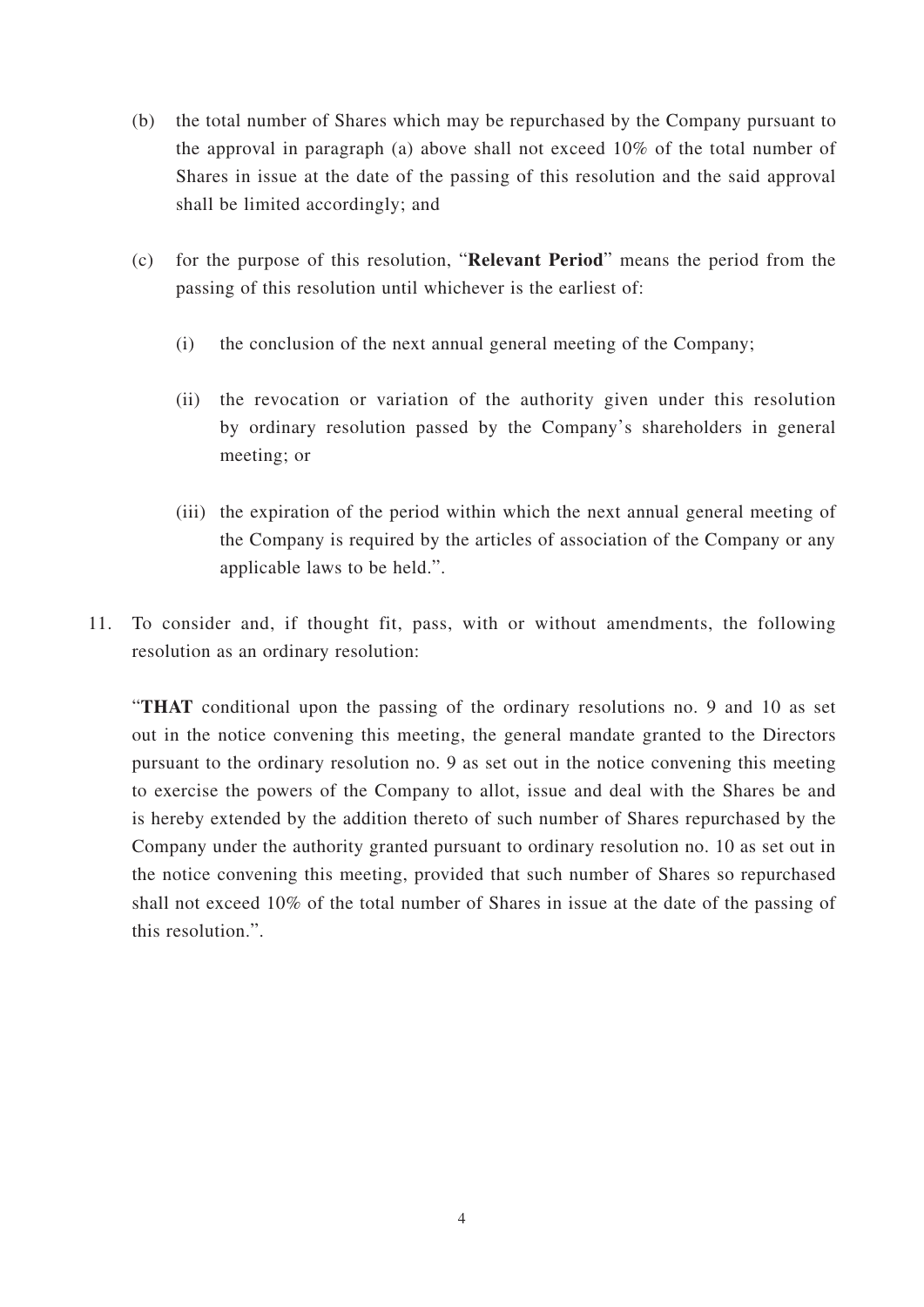(b) the total number of Shares which may be repurchased by the Company pursuant to the approval in paragraph (a) above shall not exceed 10% of the total number of Shares in issue at the date of the passing of this resolution and the said approval shall be limited accordingly; and

(c) for the purpose of this resolution, "**Relevant Period**" means the period from the passing of this resolution until whichever is the earliest of:

(i) the conclusion of the next annual general meeting of the Company;

(ii) the revocation or variation of the authority given under this resolution by ordinary resolution passed by the Company's shareholders in general meeting; or

(iii) the expiration of the period within which the next annual general meeting of the Company is required by the articles of association of the Company or any applicable laws to be held.".

11. To consider and, if thought fit, pass, with or without amendments, the following resolution as an ordinary resolution:

"**THAT** conditional upon the passing of the ordinary resolutions no. 9 and 10 as set out in the notice convening this meeting, the general mandate granted to the Directors pursuant to the ordinary resolution no. 9 as set out in the notice convening this meeting to exercise the powers of the Company to allot, issue and deal with the Shares be and is hereby extended by the addition thereto of such number of Shares repurchased by the Company under the authority granted pursuant to ordinary resolution no. 10 as set out in the notice convening this meeting, provided that such number of Shares so repurchased shall not exceed 10% of the total number of Shares in issue at the date of the passing of this resolution.".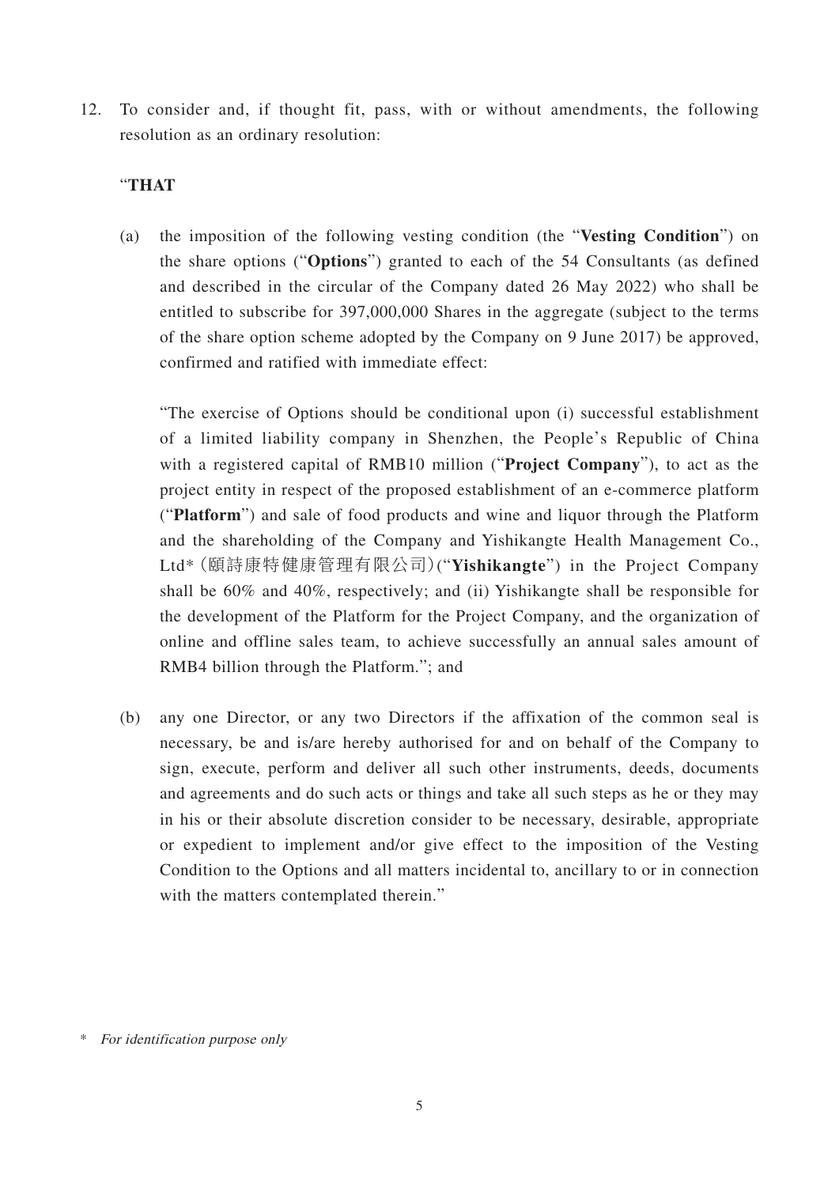12. To consider and, if thought fit, pass, with or without amendments, the following resolution as an ordinary resolution:

   "**THAT**

   (a) the imposition of the following vesting condition (the "**Vesting Condition**") on the share options ("**Options**") granted to each of the 54 Consultants (as defined and described in the circular of the Company dated 26 May 2022) who shall be entitled to subscribe for 397,000,000 Shares in the aggregate (subject to the terms of the share option scheme adopted by the Company on 9 June 2017) be approved, confirmed and ratified with immediate effect:

   "The exercise of Options should be conditional upon (i) successful establishment of a limited liability company in Shenzhen, the People's Republic of China with a registered capital of RMB10 million ("**Project Company**"), to act as the project entity in respect of the proposed establishment of an e-commerce platform ("**Platform**") and sale of food products and wine and liquor through the Platform and the shareholding of the Company and Yishikangte Health Management Co., Ltd*（頤詩康特健康管理有限公司）("**Yishikangte**") in the Project Company shall be 60% and 40%, respectively; and (ii) Yishikangte shall be responsible for the development of the Platform for the Project Company, and the organization of online and offline sales team, to achieve successfully an annual sales amount of RMB4 billion through the Platform."; and

   (b) any one Director, or any two Directors if the affixation of the common seal is necessary, be and is/are hereby authorised for and on behalf of the Company to sign, execute, perform and deliver all such other instruments, deeds, documents and agreements and do such acts or things and take all such steps as he or they may in his or their absolute discretion consider to be necessary, desirable, appropriate or expedient to implement and/or give effect to the imposition of the Vesting Condition to the Options and all matters incidental to, ancillary to or in connection with the matters contemplated therein."

\* *For identification purpose only*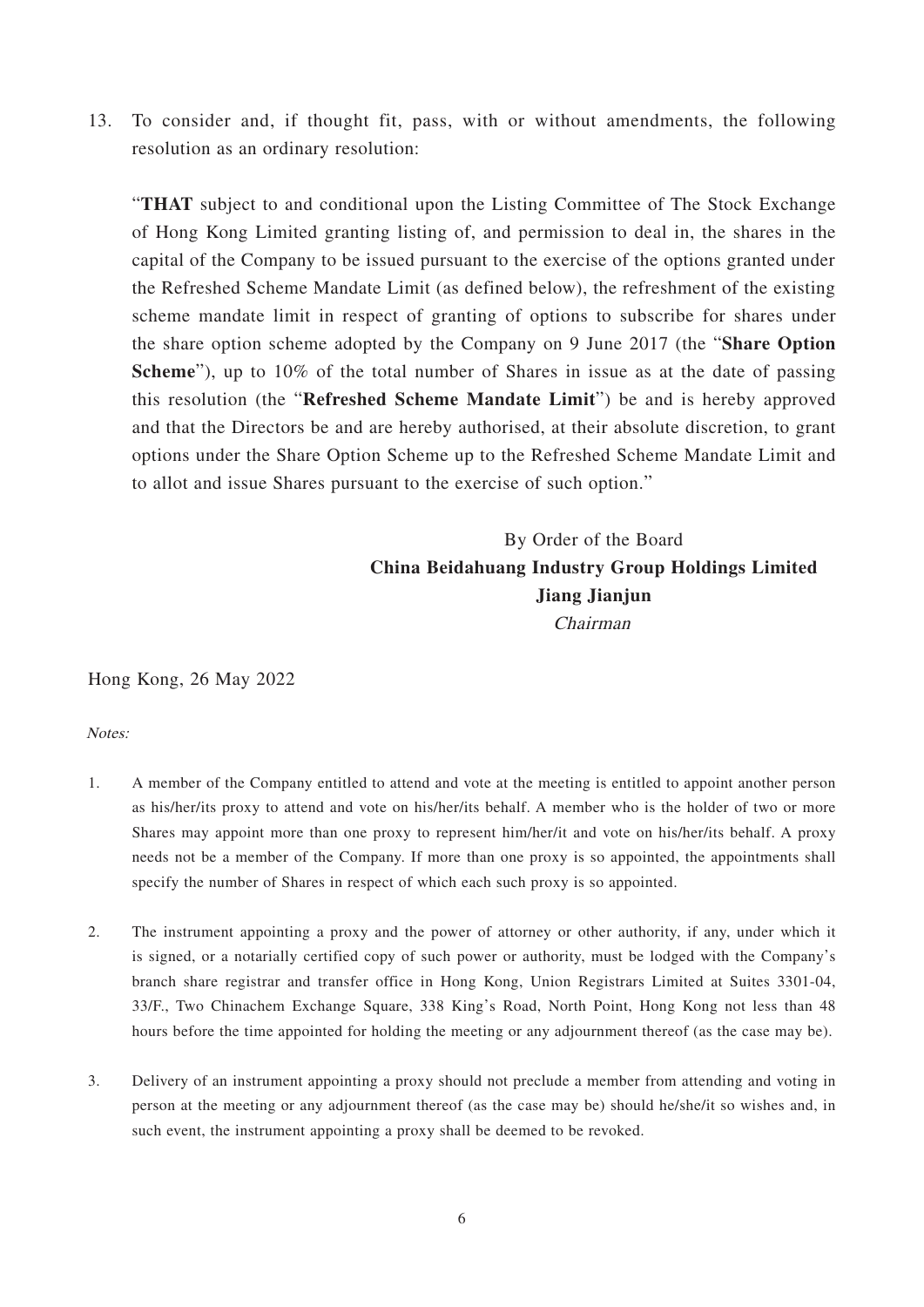13. To consider and, if thought fit, pass, with or without amendments, the following resolution as an ordinary resolution:

"**THAT** subject to and conditional upon the Listing Committee of The Stock Exchange of Hong Kong Limited granting listing of, and permission to deal in, the shares in the capital of the Company to be issued pursuant to the exercise of the options granted under the Refreshed Scheme Mandate Limit (as defined below), the refreshment of the existing scheme mandate limit in respect of granting of options to subscribe for shares under the share option scheme adopted by the Company on 9 June 2017 (the "**Share Option Scheme**"), up to 10% of the total number of Shares in issue as at the date of passing this resolution (the "**Refreshed Scheme Mandate Limit**") be and is hereby approved and that the Directors be and are hereby authorised, at their absolute discretion, to grant options under the Share Option Scheme up to the Refreshed Scheme Mandate Limit and to allot and issue Shares pursuant to the exercise of such option."

By Order of the Board
**China Beidahuang Industry Group Holdings Limited**
**Jiang Jianjun**
*Chairman*

Hong Kong, 26 May 2022

*Notes:*

1. A member of the Company entitled to attend and vote at the meeting is entitled to appoint another person as his/her/its proxy to attend and vote on his/her/its behalf. A member who is the holder of two or more Shares may appoint more than one proxy to represent him/her/it and vote on his/her/its behalf. A proxy needs not be a member of the Company. If more than one proxy is so appointed, the appointments shall specify the number of Shares in respect of which each such proxy is so appointed.

2. The instrument appointing a proxy and the power of attorney or other authority, if any, under which it is signed, or a notarially certified copy of such power or authority, must be lodged with the Company's branch share registrar and transfer office in Hong Kong, Union Registrars Limited at Suites 3301-04, 33/F., Two Chinachem Exchange Square, 338 King's Road, North Point, Hong Kong not less than 48 hours before the time appointed for holding the meeting or any adjournment thereof (as the case may be).

3. Delivery of an instrument appointing a proxy should not preclude a member from attending and voting in person at the meeting or any adjournment thereof (as the case may be) should he/she/it so wishes and, in such event, the instrument appointing a proxy shall be deemed to be revoked.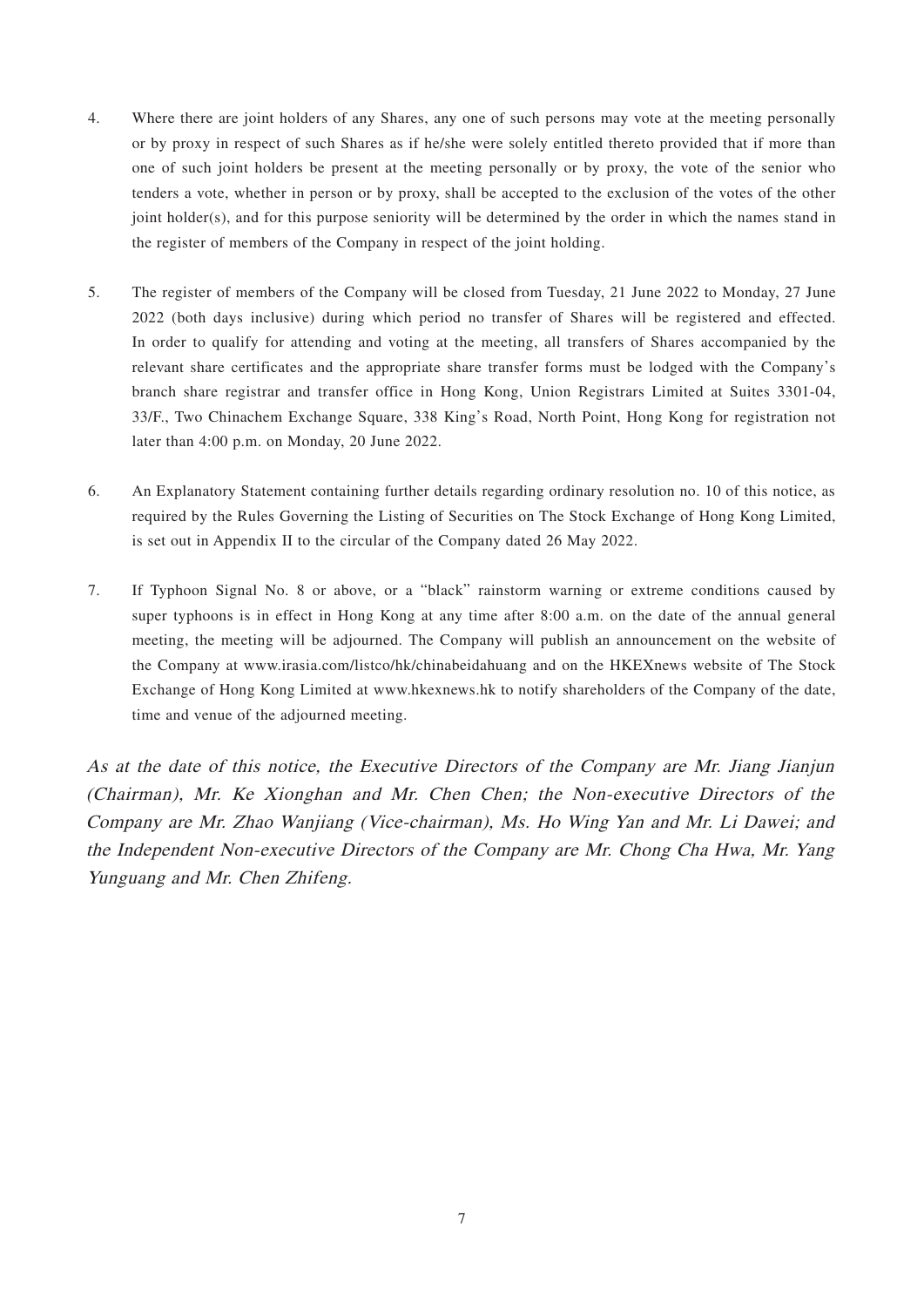4. Where there are joint holders of any Shares, any one of such persons may vote at the meeting personally or by proxy in respect of such Shares as if he/she were solely entitled thereto provided that if more than one of such joint holders be present at the meeting personally or by proxy, the vote of the senior who tenders a vote, whether in person or by proxy, shall be accepted to the exclusion of the votes of the other joint holder(s), and for this purpose seniority will be determined by the order in which the names stand in the register of members of the Company in respect of the joint holding.

5. The register of members of the Company will be closed from Tuesday, 21 June 2022 to Monday, 27 June 2022 (both days inclusive) during which period no transfer of Shares will be registered and effected. In order to qualify for attending and voting at the meeting, all transfers of Shares accompanied by the relevant share certificates and the appropriate share transfer forms must be lodged with the Company's branch share registrar and transfer office in Hong Kong, Union Registrars Limited at Suites 3301-04, 33/F., Two Chinachem Exchange Square, 338 King's Road, North Point, Hong Kong for registration not later than 4:00 p.m. on Monday, 20 June 2022.

6. An Explanatory Statement containing further details regarding ordinary resolution no. 10 of this notice, as required by the Rules Governing the Listing of Securities on The Stock Exchange of Hong Kong Limited, is set out in Appendix II to the circular of the Company dated 26 May 2022.

7. If Typhoon Signal No. 8 or above, or a "black" rainstorm warning or extreme conditions caused by super typhoons is in effect in Hong Kong at any time after 8:00 a.m. on the date of the annual general meeting, the meeting will be adjourned. The Company will publish an announcement on the website of the Company at www.irasia.com/listco/hk/chinabeidahuang and on the HKEXnews website of The Stock Exchange of Hong Kong Limited at www.hkexnews.hk to notify shareholders of the Company of the date, time and venue of the adjourned meeting.

*As at the date of this notice, the Executive Directors of the Company are Mr. Jiang Jianjun (Chairman), Mr. Ke Xionghan and Mr. Chen Chen; the Non-executive Directors of the Company are Mr. Zhao Wanjiang (Vice-chairman), Ms. Ho Wing Yan and Mr. Li Dawei; and the Independent Non-executive Directors of the Company are Mr. Chong Cha Hwa, Mr. Yang Yunguang and Mr. Chen Zhifeng.*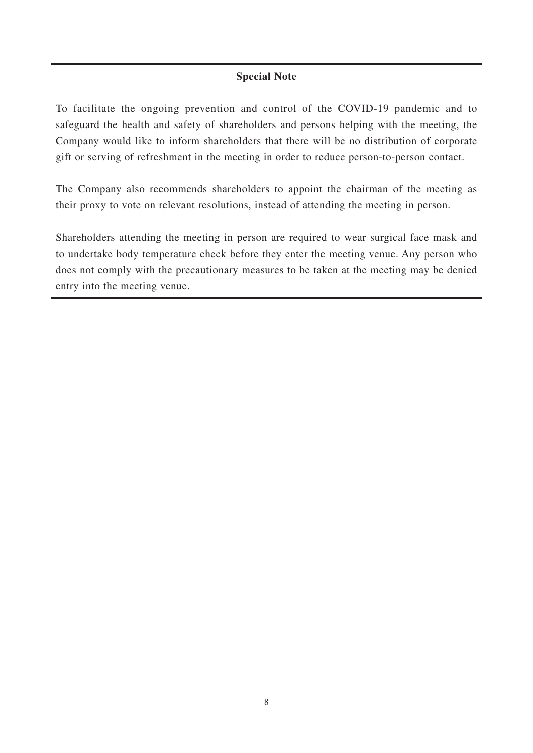**Special Note**

To facilitate the ongoing prevention and control of the COVID-19 pandemic and to safeguard the health and safety of shareholders and persons helping with the meeting, the Company would like to inform shareholders that there will be no distribution of corporate gift or serving of refreshment in the meeting in order to reduce person-to-person contact.

The Company also recommends shareholders to appoint the chairman of the meeting as their proxy to vote on relevant resolutions, instead of attending the meeting in person.

Shareholders attending the meeting in person are required to wear surgical face mask and to undertake body temperature check before they enter the meeting venue. Any person who does not comply with the precautionary measures to be taken at the meeting may be denied entry into the meeting venue.